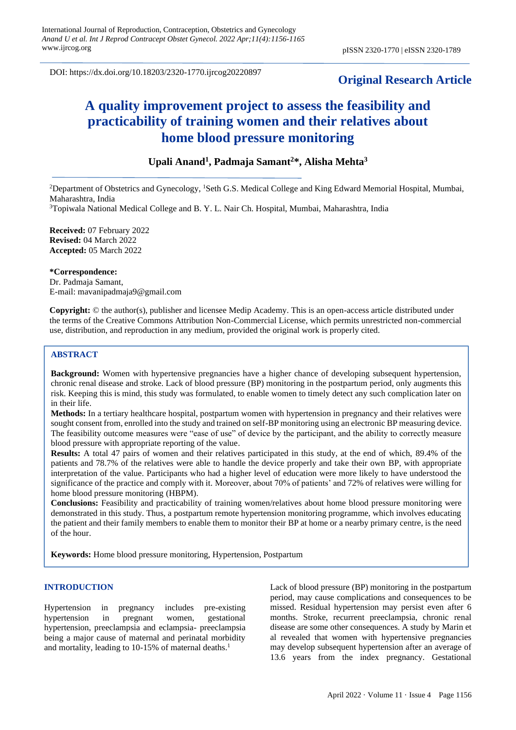DOI: https://dx.doi.org/10.18203/2320-1770.ijrcog20220897

**Original Research Article**

# A quality improvement project to assess the feasibility and practicability of training women and their relatives about home blood pressure monitoring

**Upali Anand[1], Padmaja Samant[2]*, Alisha Mehta[3]**

[2]Department of Obstetrics and Gynecology, [1]Seth G.S. Medical College and King Edward Memorial Hospital, Mumbai, Maharashtra, India

[3]Topiwala National Medical College and B. Y. L. Nair Ch. Hospital, Mumbai, Maharashtra, India

**Received:** 07 February 2022
**Revised:** 04 March 2022
**Accepted:** 05 March 2022

***Correspondence:**
Dr. Padmaja Samant,
E-mail: mavanipadmaja9@gmail.com

**Copyright:** © the author(s), publisher and licensee Medip Academy. This is an open-access article distributed under the terms of the Creative Commons Attribution Non-Commercial License, which permits unrestricted non-commercial use, distribution, and reproduction in any medium, provided the original work is properly cited.

## ABSTRACT

**Background:** Women with hypertensive pregnancies have a higher chance of developing subsequent hypertension, chronic renal disease and stroke. Lack of blood pressure (BP) monitoring in the postpartum period, only augments this risk. Keeping this is mind, this study was formulated, to enable women to timely detect any such complication later on in their life.

**Methods:** In a tertiary healthcare hospital, postpartum women with hypertension in pregnancy and their relatives were sought consent from, enrolled into the study and trained on self-BP monitoring using an electronic BP measuring device. The feasibility outcome measures were "ease of use" of device by the participant, and the ability to correctly measure blood pressure with appropriate reporting of the value.

**Results:** A total 47 pairs of women and their relatives participated in this study, at the end of which, 89.4% of the patients and 78.7% of the relatives were able to handle the device properly and take their own BP, with appropriate interpretation of the value. Participants who had a higher level of education were more likely to have understood the significance of the practice and comply with it. Moreover, about 70% of patients' and 72% of relatives were willing for home blood pressure monitoring (HBPM).

**Conclusions:** Feasibility and practicability of training women/relatives about home blood pressure monitoring were demonstrated in this study. Thus, a postpartum remote hypertension monitoring programme, which involves educating the patient and their family members to enable them to monitor their BP at home or a nearby primary centre, is the need of the hour.

**Keywords:** Home blood pressure monitoring, Hypertension, Postpartum

## INTRODUCTION

Hypertension in pregnancy includes pre-existing hypertension in pregnant women, gestational hypertension, preeclampsia and eclampsia- preeclampsia being a major cause of maternal and perinatal morbidity and mortality, leading to 10-15% of maternal deaths.[1]

Lack of blood pressure (BP) monitoring in the postpartum period, may cause complications and consequences to be missed. Residual hypertension may persist even after 6 months. Stroke, recurrent preeclampsia, chronic renal disease are some other consequences. A study by Marin et al revealed that women with hypertensive pregnancies may develop subsequent hypertension after an average of 13.6 years from the index pregnancy. Gestational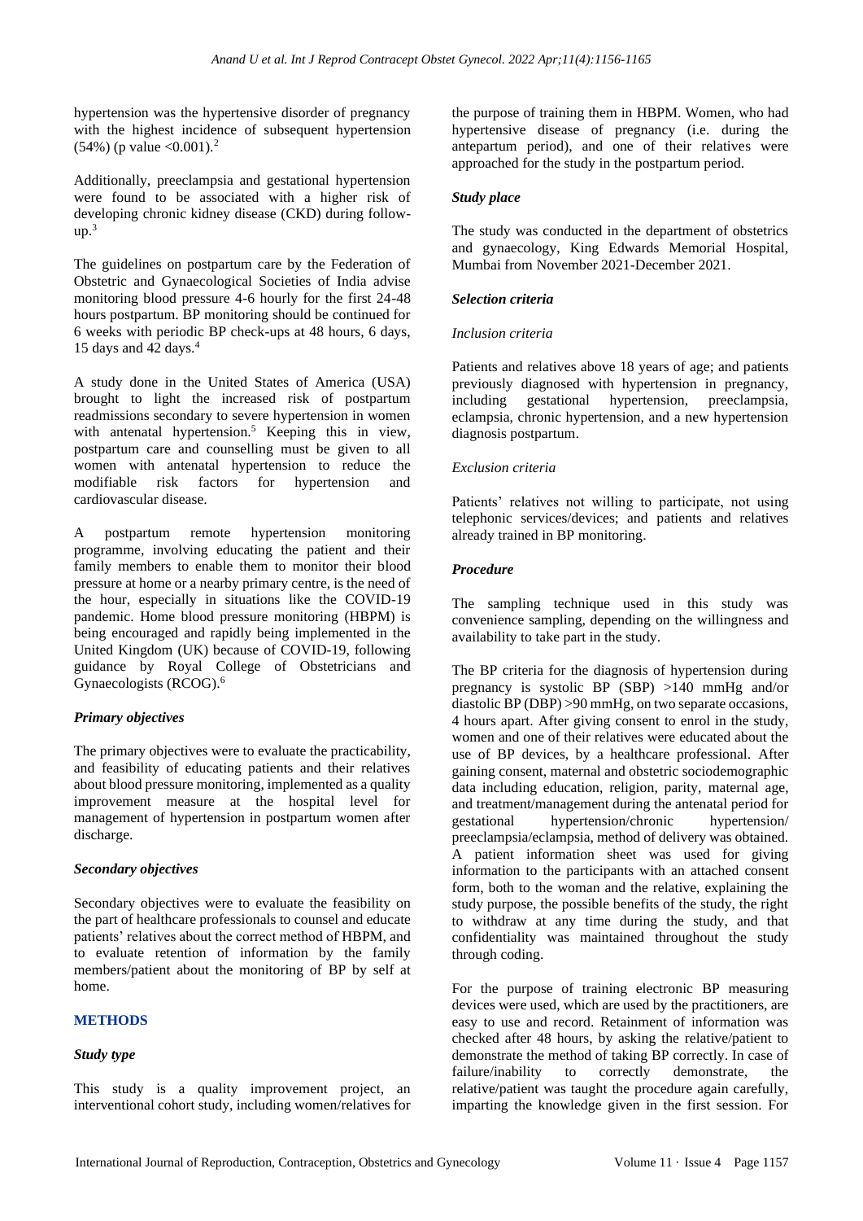hypertension was the hypertensive disorder of pregnancy with the highest incidence of subsequent hypertension (54%) (p value <0.001).[2]

Additionally, preeclampsia and gestational hypertension were found to be associated with a higher risk of developing chronic kidney disease (CKD) during follow-up.[3]

The guidelines on postpartum care by the Federation of Obstetric and Gynaecological Societies of India advise monitoring blood pressure 4-6 hourly for the first 24-48 hours postpartum. BP monitoring should be continued for 6 weeks with periodic BP check-ups at 48 hours, 6 days, 15 days and 42 days.[4]

A study done in the United States of America (USA) brought to light the increased risk of postpartum readmissions secondary to severe hypertension in women with antenatal hypertension.[5] Keeping this in view, postpartum care and counselling must be given to all women with antenatal hypertension to reduce the modifiable risk factors for hypertension and cardiovascular disease.

A postpartum remote hypertension monitoring programme, involving educating the patient and their family members to enable them to monitor their blood pressure at home or a nearby primary centre, is the need of the hour, especially in situations like the COVID-19 pandemic. Home blood pressure monitoring (HBPM) is being encouraged and rapidly being implemented in the United Kingdom (UK) because of COVID-19, following guidance by Royal College of Obstetricians and Gynaecologists (RCOG).[6]

### *Primary objectives*

The primary objectives were to evaluate the practicability, and feasibility of educating patients and their relatives about blood pressure monitoring, implemented as a quality improvement measure at the hospital level for management of hypertension in postpartum women after discharge.

### *Secondary objectives*

Secondary objectives were to evaluate the feasibility on the part of healthcare professionals to counsel and educate patients' relatives about the correct method of HBPM, and to evaluate retention of information by the family members/patient about the monitoring of BP by self at home.

## METHODS

### *Study type*

This study is a quality improvement project, an interventional cohort study, including women/relatives for the purpose of training them in HBPM. Women, who had hypertensive disease of pregnancy (i.e. during the antepartum period), and one of their relatives were approached for the study in the postpartum period.

### *Study place*

The study was conducted in the department of obstetrics and gynaecology, King Edwards Memorial Hospital, Mumbai from November 2021-December 2021.

### *Selection criteria*

#### *Inclusion criteria*

Patients and relatives above 18 years of age; and patients previously diagnosed with hypertension in pregnancy, including gestational hypertension, preeclampsia, eclampsia, chronic hypertension, and a new hypertension diagnosis postpartum.

#### *Exclusion criteria*

Patients' relatives not willing to participate, not using telephonic services/devices; and patients and relatives already trained in BP monitoring.

### *Procedure*

The sampling technique used in this study was convenience sampling, depending on the willingness and availability to take part in the study.

The BP criteria for the diagnosis of hypertension during pregnancy is systolic BP (SBP) >140 mmHg and/or diastolic BP (DBP) >90 mmHg, on two separate occasions, 4 hours apart. After giving consent to enrol in the study, women and one of their relatives were educated about the use of BP devices, by a healthcare professional. After gaining consent, maternal and obstetric sociodemographic data including education, religion, parity, maternal age, and treatment/management during the antenatal period for gestational hypertension/chronic hypertension/ preeclampsia/eclampsia, method of delivery was obtained. A patient information sheet was used for giving information to the participants with an attached consent form, both to the woman and the relative, explaining the study purpose, the possible benefits of the study, the right to withdraw at any time during the study, and that confidentiality was maintained throughout the study through coding.

For the purpose of training electronic BP measuring devices were used, which are used by the practitioners, are easy to use and record. Retainment of information was checked after 48 hours, by asking the relative/patient to demonstrate the method of taking BP correctly. In case of failure/inability to correctly demonstrate, the relative/patient was taught the procedure again carefully, imparting the knowledge given in the first session. For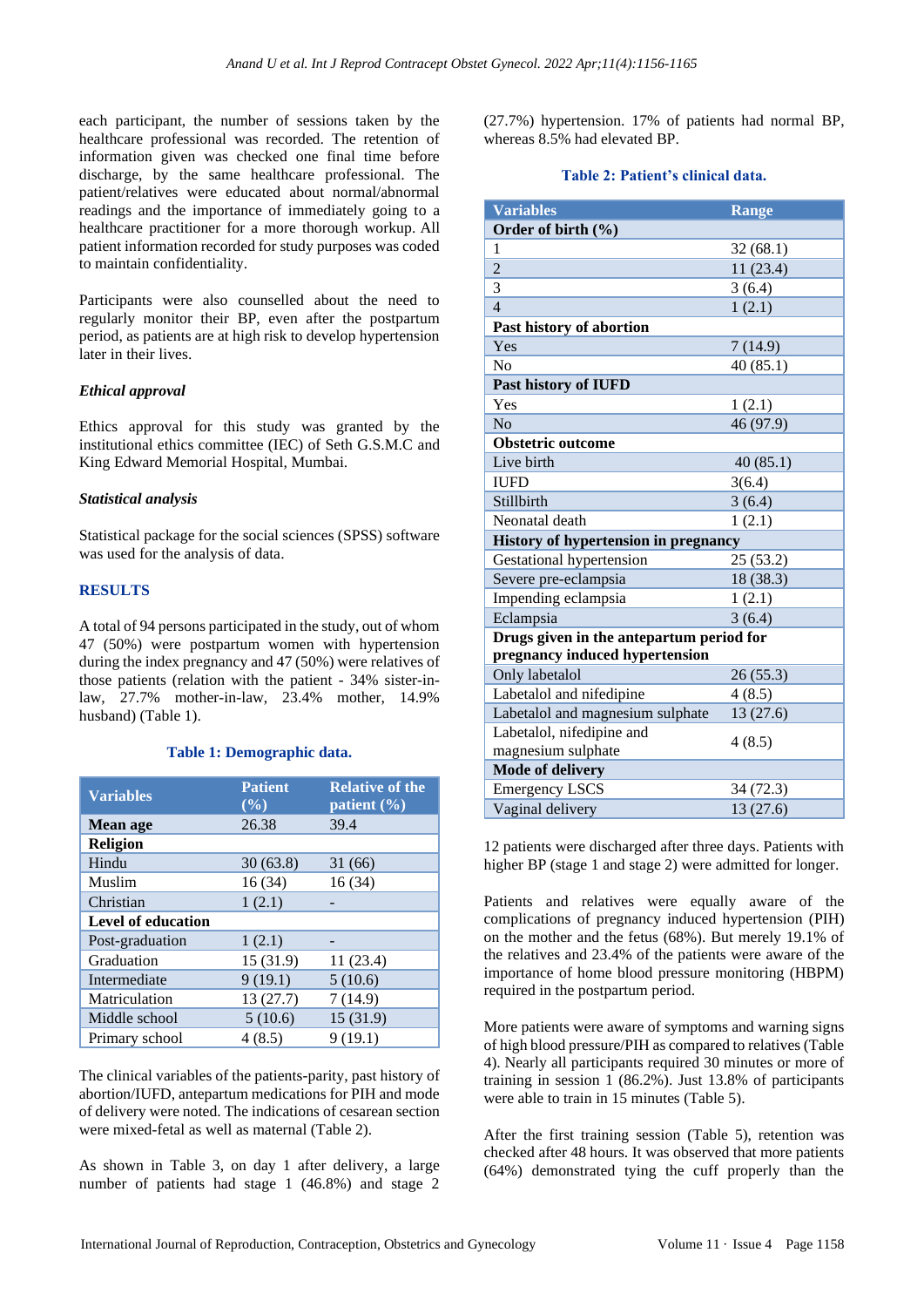each participant, the number of sessions taken by the healthcare professional was recorded. The retention of information given was checked one final time before discharge, by the same healthcare professional. The patient/relatives were educated about normal/abnormal readings and the importance of immediately going to a healthcare practitioner for a more thorough workup. All patient information recorded for study purposes was coded to maintain confidentiality.

Participants were also counselled about the need to regularly monitor their BP, even after the postpartum period, as patients are at high risk to develop hypertension later in their lives.

### *Ethical approval*

Ethics approval for this study was granted by the institutional ethics committee (IEC) of Seth G.S.M.C and King Edward Memorial Hospital, Mumbai.

### *Statistical analysis*

Statistical package for the social sciences (SPSS) software was used for the analysis of data.

## RESULTS

A total of 94 persons participated in the study, out of whom 47 (50%) were postpartum women with hypertension during the index pregnancy and 47 (50%) were relatives of those patients (relation with the patient - 34% sister-in-law, 27.7% mother-in-law, 23.4% mother, 14.9% husband) (Table 1).

**Table 1: Demographic data.**

| Variables | Patient (%) | Relative of the patient (%) |
|---|---|---|
| **Mean age** | 26.38 | 39.4 |
| **Religion** | | |
| Hindu | 30 (63.8) | 31 (66) |
| Muslim | 16 (34) | 16 (34) |
| Christian | 1 (2.1) | - |
| **Level of education** | | |
| Post-graduation | 1 (2.1) | - |
| Graduation | 15 (31.9) | 11 (23.4) |
| Intermediate | 9 (19.1) | 5 (10.6) |
| Matriculation | 13 (27.7) | 7 (14.9) |
| Middle school | 5 (10.6) | 15 (31.9) |
| Primary school | 4 (8.5) | 9 (19.1) |

The clinical variables of the patients-parity, past history of abortion/IUFD, antepartum medications for PIH and mode of delivery were noted. The indications of cesarean section were mixed-fetal as well as maternal (Table 2).

As shown in Table 3, on day 1 after delivery, a large number of patients had stage 1 (46.8%) and stage 2 (27.7%) hypertension. 17% of patients had normal BP, whereas 8.5% had elevated BP.

**Table 2: Patient's clinical data.**

| Variables | Range |
|---|---|
| **Order of birth (%)** | |
| 1 | 32 (68.1) |
| 2 | 11 (23.4) |
| 3 | 3 (6.4) |
| 4 | 1 (2.1) |
| **Past history of abortion** | |
| Yes | 7 (14.9) |
| No | 40 (85.1) |
| **Past history of IUFD** | |
| Yes | 1 (2.1) |
| No | 46 (97.9) |
| **Obstetric outcome** | |
| Live birth | 40 (85.1) |
| IUFD | 3(6.4) |
| Stillbirth | 3 (6.4) |
| Neonatal death | 1 (2.1) |
| **History of hypertension in pregnancy** | |
| Gestational hypertension | 25 (53.2) |
| Severe pre-eclampsia | 18 (38.3) |
| Impending eclampsia | 1 (2.1) |
| Eclampsia | 3 (6.4) |
| **Drugs given in the antepartum period for pregnancy induced hypertension** | |
| Only labetalol | 26 (55.3) |
| Labetalol and nifedipine | 4 (8.5) |
| Labetalol and magnesium sulphate | 13 (27.6) |
| Labetalol, nifedipine and magnesium sulphate | 4 (8.5) |
| **Mode of delivery** | |
| Emergency LSCS | 34 (72.3) |
| Vaginal delivery | 13 (27.6) |

12 patients were discharged after three days. Patients with higher BP (stage 1 and stage 2) were admitted for longer.

Patients and relatives were equally aware of the complications of pregnancy induced hypertension (PIH) on the mother and the fetus (68%). But merely 19.1% of the relatives and 23.4% of the patients were aware of the importance of home blood pressure monitoring (HBPM) required in the postpartum period.

More patients were aware of symptoms and warning signs of high blood pressure/PIH as compared to relatives (Table 4). Nearly all participants required 30 minutes or more of training in session 1 (86.2%). Just 13.8% of participants were able to train in 15 minutes (Table 5).

After the first training session (Table 5), retention was checked after 48 hours. It was observed that more patients (64%) demonstrated tying the cuff properly than the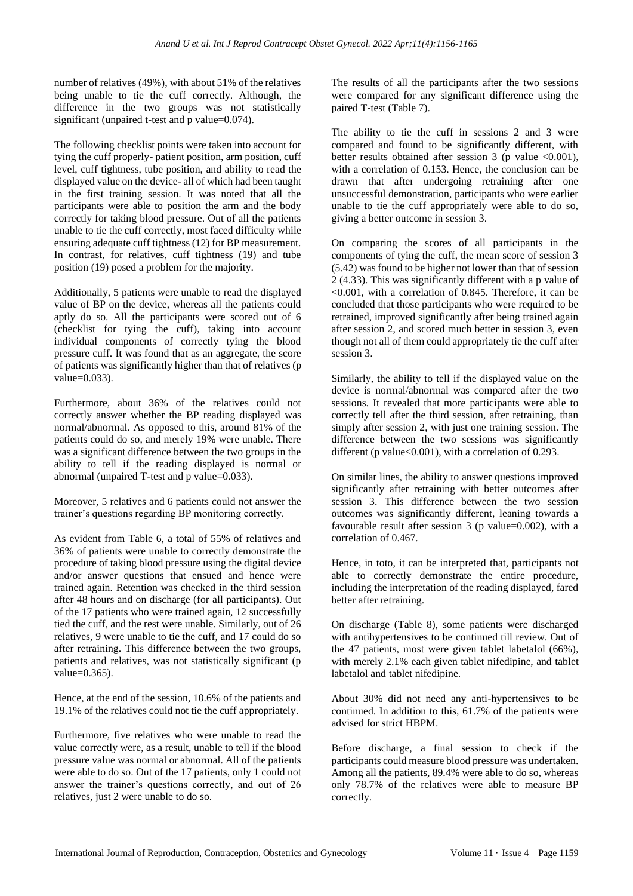number of relatives (49%), with about 51% of the relatives being unable to tie the cuff correctly. Although, the difference in the two groups was not statistically significant (unpaired t-test and p value=0.074).

The following checklist points were taken into account for tying the cuff properly- patient position, arm position, cuff level, cuff tightness, tube position, and ability to read the displayed value on the device- all of which had been taught in the first training session. It was noted that all the participants were able to position the arm and the body correctly for taking blood pressure. Out of all the patients unable to tie the cuff correctly, most faced difficulty while ensuring adequate cuff tightness (12) for BP measurement. In contrast, for relatives, cuff tightness (19) and tube position (19) posed a problem for the majority.

Additionally, 5 patients were unable to read the displayed value of BP on the device, whereas all the patients could aptly do so. All the participants were scored out of 6 (checklist for tying the cuff), taking into account individual components of correctly tying the blood pressure cuff. It was found that as an aggregate, the score of patients was significantly higher than that of relatives (p value=0.033).

Furthermore, about 36% of the relatives could not correctly answer whether the BP reading displayed was normal/abnormal. As opposed to this, around 81% of the patients could do so, and merely 19% were unable. There was a significant difference between the two groups in the ability to tell if the reading displayed is normal or abnormal (unpaired T-test and p value=0.033).

Moreover, 5 relatives and 6 patients could not answer the trainer's questions regarding BP monitoring correctly.

As evident from Table 6, a total of 55% of relatives and 36% of patients were unable to correctly demonstrate the procedure of taking blood pressure using the digital device and/or answer questions that ensued and hence were trained again. Retention was checked in the third session after 48 hours and on discharge (for all participants). Out of the 17 patients who were trained again, 12 successfully tied the cuff, and the rest were unable. Similarly, out of 26 relatives, 9 were unable to tie the cuff, and 17 could do so after retraining. This difference between the two groups, patients and relatives, was not statistically significant (p value=0.365).

Hence, at the end of the session, 10.6% of the patients and 19.1% of the relatives could not tie the cuff appropriately.

Furthermore, five relatives who were unable to read the value correctly were, as a result, unable to tell if the blood pressure value was normal or abnormal. All of the patients were able to do so. Out of the 17 patients, only 1 could not answer the trainer's questions correctly, and out of 26 relatives, just 2 were unable to do so.

The results of all the participants after the two sessions were compared for any significant difference using the paired T-test (Table 7).

The ability to tie the cuff in sessions 2 and 3 were compared and found to be significantly different, with better results obtained after session 3 (p value <0.001), with a correlation of 0.153. Hence, the conclusion can be drawn that after undergoing retraining after one unsuccessful demonstration, participants who were earlier unable to tie the cuff appropriately were able to do so, giving a better outcome in session 3.

On comparing the scores of all participants in the components of tying the cuff, the mean score of session 3 (5.42) was found to be higher not lower than that of session 2 (4.33). This was significantly different with a p value of <0.001, with a correlation of 0.845. Therefore, it can be concluded that those participants who were required to be retrained, improved significantly after being trained again after session 2, and scored much better in session 3, even though not all of them could appropriately tie the cuff after session 3.

Similarly, the ability to tell if the displayed value on the device is normal/abnormal was compared after the two sessions. It revealed that more participants were able to correctly tell after the third session, after retraining, than simply after session 2, with just one training session. The difference between the two sessions was significantly different (p value<0.001), with a correlation of 0.293.

On similar lines, the ability to answer questions improved significantly after retraining with better outcomes after session 3. This difference between the two session outcomes was significantly different, leaning towards a favourable result after session 3 (p value=0.002), with a correlation of 0.467.

Hence, in toto, it can be interpreted that, participants not able to correctly demonstrate the entire procedure, including the interpretation of the reading displayed, fared better after retraining.

On discharge (Table 8), some patients were discharged with antihypertensives to be continued till review. Out of the 47 patients, most were given tablet labetalol (66%), with merely 2.1% each given tablet nifedipine, and tablet labetalol and tablet nifedipine.

About 30% did not need any anti-hypertensives to be continued. In addition to this, 61.7% of the patients were advised for strict HBPM.

Before discharge, a final session to check if the participants could measure blood pressure was undertaken. Among all the patients, 89.4% were able to do so, whereas only 78.7% of the relatives were able to measure BP correctly.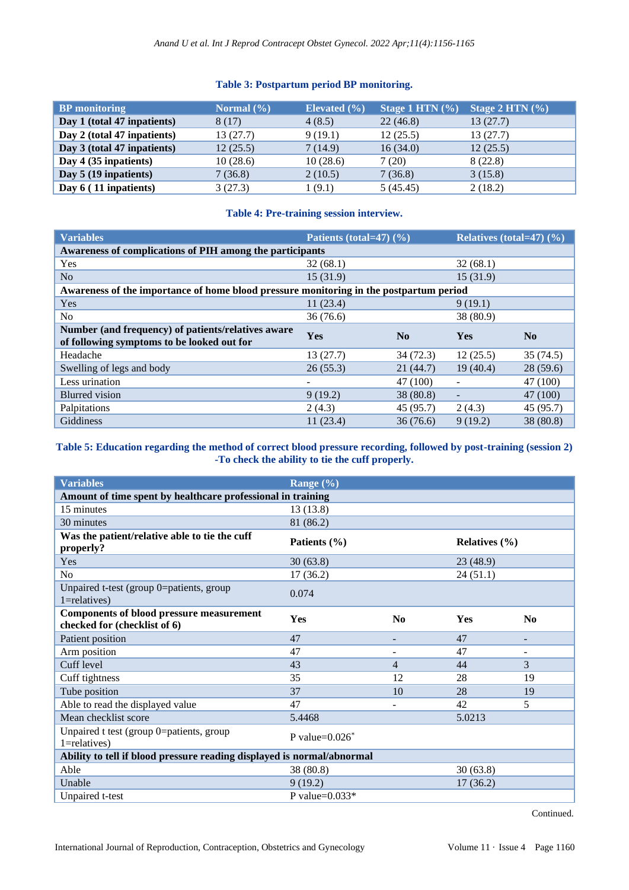**Table 3: Postpartum period BP monitoring.**

| BP monitoring | Normal (%) | Elevated (%) | Stage 1 HTN (%) | Stage 2 HTN (%) |
|---|---|---|---|---|
| **Day 1 (total 47 inpatients)** | 8 (17) | 4 (8.5) | 22 (46.8) | 13 (27.7) |
| **Day 2 (total 47 inpatients)** | 13 (27.7) | 9 (19.1) | 12 (25.5) | 13 (27.7) |
| **Day 3 (total 47 inpatients)** | 12 (25.5) | 7 (14.9) | 16 (34.0) | 12 (25.5) |
| **Day 4 (35 inpatients)** | 10 (28.6) | 10 (28.6) | 7 (20) | 8 (22.8) |
| **Day 5 (19 inpatients)** | 7 (36.8) | 2 (10.5) | 7 (36.8) | 3 (15.8) |
| **Day 6 ( 11 inpatients)** | 3 (27.3) | 1 (9.1) | 5 (45.45) | 2 (18.2) |

**Table 4: Pre-training session interview.**

| Variables | Patients (total=47) (%) | | Relatives (total=47) (%) | |
|---|---|---|---|---|
| **Awareness of complications of PIH among the participants** | | | | |
| Yes | 32 (68.1) | | 32 (68.1) | |
| No | 15 (31.9) | | 15 (31.9) | |
| **Awareness of the importance of home blood pressure monitoring in the postpartum period** | | | | |
| Yes | 11 (23.4) | | 9 (19.1) | |
| No | 36 (76.6) | | 38 (80.9) | |
| **Number (and frequency) of patients/relatives aware of following symptoms to be looked out for** | **Yes** | **No** | **Yes** | **No** |
| Headache | 13 (27.7) | 34 (72.3) | 12 (25.5) | 35 (74.5) |
| Swelling of legs and body | 26 (55.3) | 21 (44.7) | 19 (40.4) | 28 (59.6) |
| Less urination | - | 47 (100) | - | 47 (100) |
| Blurred vision | 9 (19.2) | 38 (80.8) | - | 47 (100) |
| Palpitations | 2 (4.3) | 45 (95.7) | 2 (4.3) | 45 (95.7) |
| Giddiness | 11 (23.4) | 36 (76.6) | 9 (19.2) | 38 (80.8) |

**Table 5: Education regarding the method of correct blood pressure recording, followed by post-training (session 2) -To check the ability to tie the cuff properly.**

| Variables | Range (%) | | | |
|---|---|---|---|---|
| **Amount of time spent by healthcare professional in training** | | | | |
| 15 minutes | 13 (13.8) | | | |
| 30 minutes | 81 (86.2) | | | |
| **Was the patient/relative able to tie the cuff properly?** | **Patients (%)** | | **Relatives (%)** | |
| Yes | 30 (63.8) | | 23 (48.9) | |
| No | 17 (36.2) | | 24 (51.1) | |
| Unpaired t-test (group 0=patients, group 1=relatives) | 0.074 | | | |
| **Components of blood pressure measurement checked for (checklist of 6)** | **Yes** | **No** | **Yes** | **No** |
| Patient position | 47 | - | 47 | - |
| Arm position | 47 | - | 47 | - |
| Cuff level | 43 | 4 | 44 | 3 |
| Cuff tightness | 35 | 12 | 28 | 19 |
| Tube position | 37 | 10 | 28 | 19 |
| Able to read the displayed value | 47 | - | 42 | 5 |
| Mean checklist score | 5.4468 | | 5.0213 | |
| Unpaired t test (group 0=patients, group 1=relatives) | P value=0.026* | | | |
| **Ability to tell if blood pressure reading displayed is normal/abnormal** | | | | |
| Able | 38 (80.8) | | 30 (63.8) | |
| Unable | 9 (19.2) | | 17 (36.2) | |
| Unpaired t-test | P value=0.033* | | | |

Continued.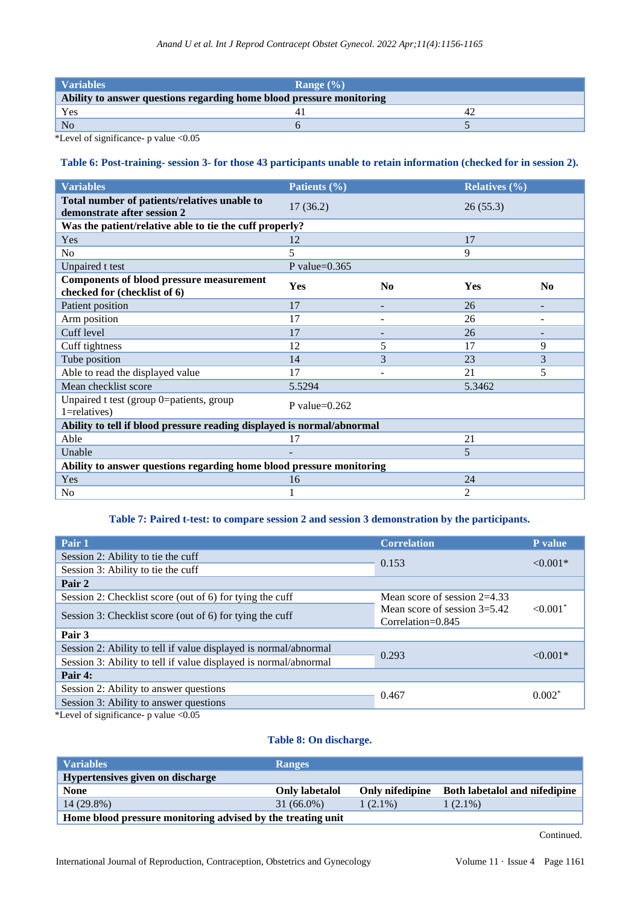| Variables | Range (%) | |
|---|---|---|
| **Ability to answer questions regarding home blood pressure monitoring** | | |
| Yes | 41 | 42 |
| No | 6 | 5 |

*Level of significance- p value <0.05

**Table 6: Post-training- session 3- for those 43 participants unable to retain information (checked for in session 2).**

| Variables | Patients (%) | | Relatives (%) | |
|---|---|---|---|---|
| **Total number of patients/relatives unable to demonstrate after session 2** | 17 (36.2) | | 26 (55.3) | |
| **Was the patient/relative able to tie the cuff properly?** | | | | |
| Yes | 12 | | 17 | |
| No | 5 | | 9 | |
| Unpaired t test | P value=0.365 | | | |
| **Components of blood pressure measurement checked for (checklist of 6)** | **Yes** | **No** | **Yes** | **No** |
| Patient position | 17 | - | 26 | - |
| Arm position | 17 | - | 26 | - |
| Cuff level | 17 | - | 26 | - |
| Cuff tightness | 12 | 5 | 17 | 9 |
| Tube position | 14 | 3 | 23 | 3 |
| Able to read the displayed value | 17 | - | 21 | 5 |
| Mean checklist score | 5.5294 | | 5.3462 | |
| Unpaired t test (group 0=patients, group 1=relatives) | P value=0.262 | | | |
| **Ability to tell if blood pressure reading displayed is normal/abnormal** | | | | |
| Able | 17 | | 21 | |
| Unable | - | | 5 | |
| **Ability to answer questions regarding home blood pressure monitoring** | | | | |
| Yes | 16 | | 24 | |
| No | 1 | | 2 | |

**Table 7: Paired t-test: to compare session 2 and session 3 demonstration by the participants.**

| Pair 1 | Correlation | P value |
|---|---|---|
| Session 2: Ability to tie the cuff<br>Session 3: Ability to tie the cuff | 0.153 | <0.001* |
| **Pair 2** | | |
| Session 2: Checklist score (out of 6) for tying the cuff<br>Session 3: Checklist score (out of 6) for tying the cuff | Mean score of session 2=4.33<br>Mean score of session 3=5.42<br>Correlation=0.845 | <0.001* |
| **Pair 3** | | |
| Session 2: Ability to tell if value displayed is normal/abnormal<br>Session 3: Ability to tell if value displayed is normal/abnormal | 0.293 | <0.001* |
| **Pair 4:** | | |
| Session 2: Ability to answer questions<br>Session 3: Ability to answer questions | 0.467 | 0.002* |

*Level of significance- p value <0.05

**Table 8: On discharge.**

| Variables | Ranges | | |
|---|---|---|---|
| **Hypertensives given on discharge** | | | |
| **None** | **Only labetalol** | **Only nifedipine** | **Both labetalol and nifedipine** |
| 14 (29.8%) | 31 (66.0%) | 1 (2.1%) | 1 (2.1%) |
| **Home blood pressure monitoring advised by the treating unit** | | | |

Continued.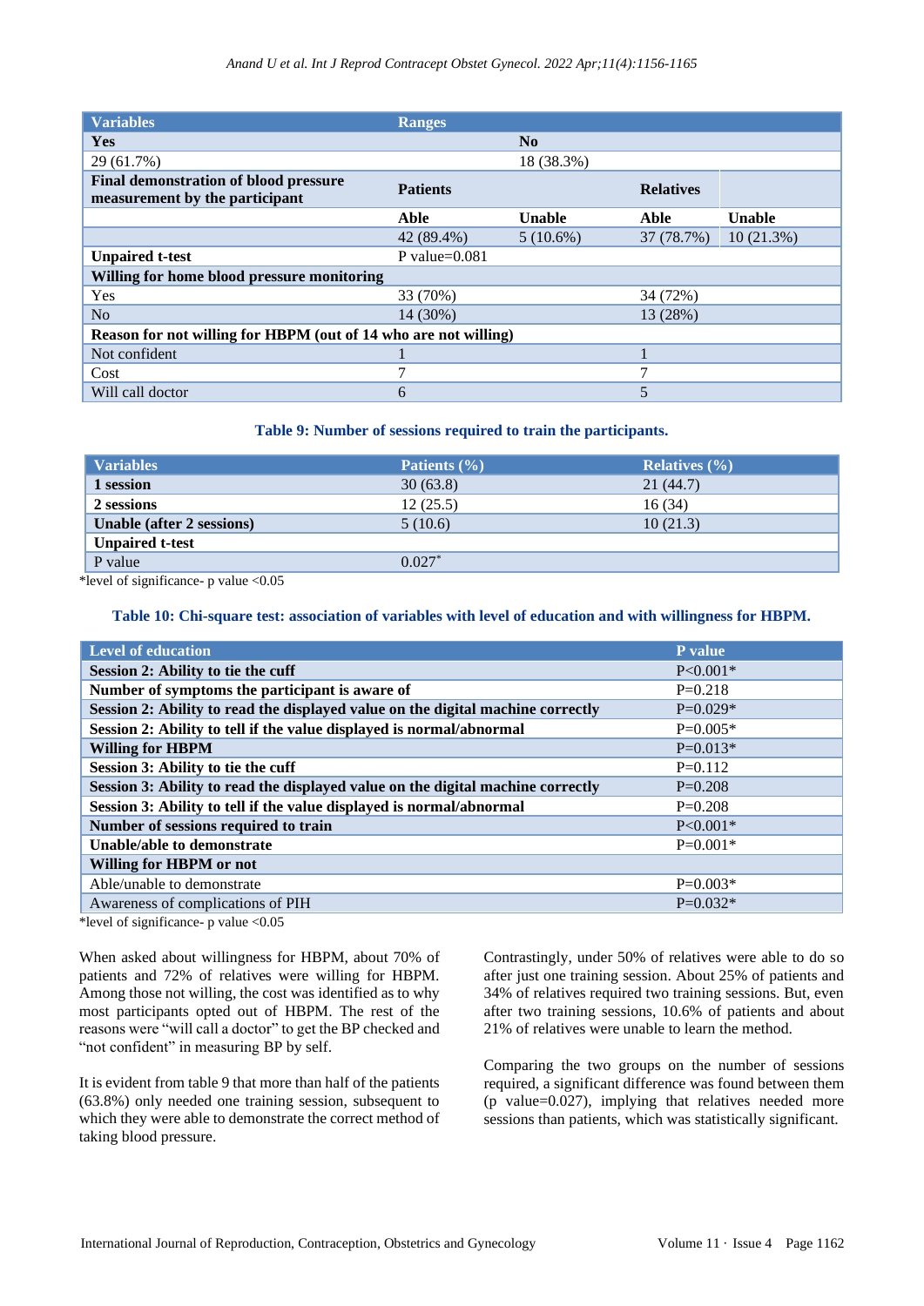| Variables | Ranges | | | |
|---|---|---|---|---|
| **Yes** | | **No** | | |
| 29 (61.7%) | | 18 (38.3%) | | |
| **Final demonstration of blood pressure measurement by the participant** | **Patients** | | **Relatives** | |
| | **Able** | **Unable** | **Able** | **Unable** |
| | 42 (89.4%) | 5 (10.6%) | 37 (78.7%) | 10 (21.3%) |
| **Unpaired t-test** | P value=0.081 | | | |
| **Willing for home blood pressure monitoring** | | | | |
| Yes | 33 (70%) | | 34 (72%) | |
| No | 14 (30%) | | 13 (28%) | |
| **Reason for not willing for HBPM (out of 14 who are not willing)** | | | | |
| Not confident | 1 | | 1 | |
| Cost | 7 | | 7 | |
| Will call doctor | 6 | | 5 | |

**Table 9: Number of sessions required to train the participants.**

| Variables | Patients (%) | Relatives (%) |
|---|---|---|
| **1 session** | 30 (63.8) | 21 (44.7) |
| **2 sessions** | 12 (25.5) | 16 (34) |
| **Unable (after 2 sessions)** | 5 (10.6) | 10 (21.3) |
| **Unpaired t-test** | | |
| P value | 0.027* | |

*level of significance- p value <0.05

**Table 10: Chi-square test: association of variables with level of education and with willingness for HBPM.**

| Level of education | P value |
|---|---|
| **Session 2: Ability to tie the cuff** | P<0.001* |
| **Number of symptoms the participant is aware of** | P=0.218 |
| **Session 2: Ability to read the displayed value on the digital machine correctly** | P=0.029* |
| **Session 2: Ability to tell if the value displayed is normal/abnormal** | P=0.005* |
| **Willing for HBPM** | P=0.013* |
| **Session 3: Ability to tie the cuff** | P=0.112 |
| **Session 3: Ability to read the displayed value on the digital machine correctly** | P=0.208 |
| **Session 3: Ability to tell if the value displayed is normal/abnormal** | P=0.208 |
| **Number of sessions required to train** | P<0.001* |
| **Unable/able to demonstrate** | P=0.001* |
| **Willing for HBPM or not** | |
| Able/unable to demonstrate | P=0.003* |
| Awareness of complications of PIH | P=0.032* |

*level of significance- p value <0.05

When asked about willingness for HBPM, about 70% of patients and 72% of relatives were willing for HBPM. Among those not willing, the cost was identified as to why most participants opted out of HBPM. The rest of the reasons were "will call a doctor" to get the BP checked and "not confident" in measuring BP by self.

It is evident from table 9 that more than half of the patients (63.8%) only needed one training session, subsequent to which they were able to demonstrate the correct method of taking blood pressure.

Contrastingly, under 50% of relatives were able to do so after just one training session. About 25% of patients and 34% of relatives required two training sessions. But, even after two training sessions, 10.6% of patients and about 21% of relatives were unable to learn the method.

Comparing the two groups on the number of sessions required, a significant difference was found between them (p value=0.027), implying that relatives needed more sessions than patients, which was statistically significant.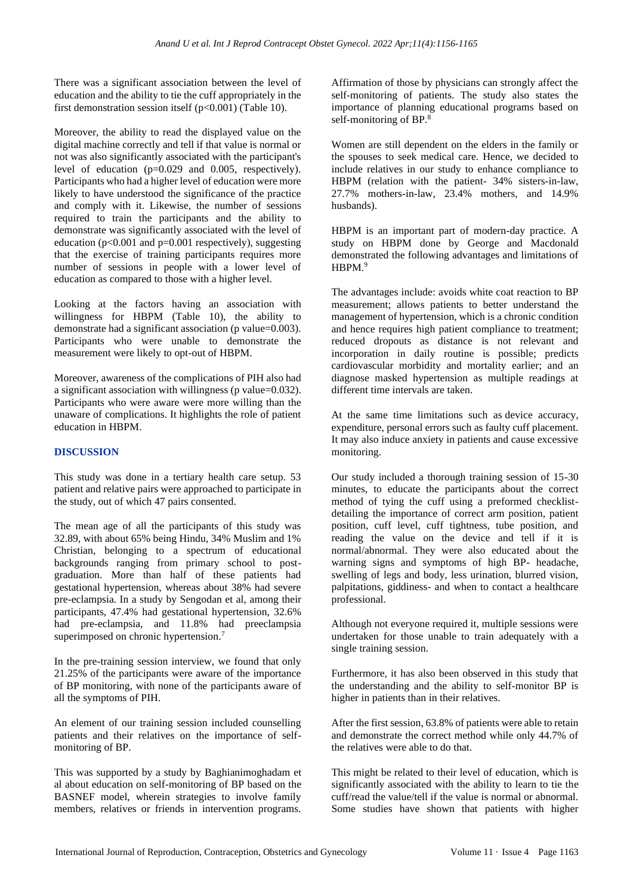There was a significant association between the level of education and the ability to tie the cuff appropriately in the first demonstration session itself (p<0.001) (Table 10).

Moreover, the ability to read the displayed value on the digital machine correctly and tell if that value is normal or not was also significantly associated with the participant's level of education (p=0.029 and 0.005, respectively). Participants who had a higher level of education were more likely to have understood the significance of the practice and comply with it. Likewise, the number of sessions required to train the participants and the ability to demonstrate was significantly associated with the level of education (p<0.001 and p=0.001 respectively), suggesting that the exercise of training participants requires more number of sessions in people with a lower level of education as compared to those with a higher level.

Looking at the factors having an association with willingness for HBPM (Table 10), the ability to demonstrate had a significant association (p value=0.003). Participants who were unable to demonstrate the measurement were likely to opt-out of HBPM.

Moreover, awareness of the complications of PIH also had a significant association with willingness (p value=0.032). Participants who were aware were more willing than the unaware of complications. It highlights the role of patient education in HBPM.

## DISCUSSION

This study was done in a tertiary health care setup. 53 patient and relative pairs were approached to participate in the study, out of which 47 pairs consented.

The mean age of all the participants of this study was 32.89, with about 65% being Hindu, 34% Muslim and 1% Christian, belonging to a spectrum of educational backgrounds ranging from primary school to post-graduation. More than half of these patients had gestational hypertension, whereas about 38% had severe pre-eclampsia. In a study by Sengodan et al, among their participants, 47.4% had gestational hypertension, 32.6% had pre-eclampsia, and 11.8% had preeclampsia superimposed on chronic hypertension.[7]

In the pre-training session interview, we found that only 21.25% of the participants were aware of the importance of BP monitoring, with none of the participants aware of all the symptoms of PIH.

An element of our training session included counselling patients and their relatives on the importance of self-monitoring of BP.

This was supported by a study by Baghianimoghadam et al about education on self-monitoring of BP based on the BASNEF model, wherein strategies to involve family members, relatives or friends in intervention programs. Affirmation of those by physicians can strongly affect the self-monitoring of patients. The study also states the importance of planning educational programs based on self-monitoring of BP.[8]

Women are still dependent on the elders in the family or the spouses to seek medical care. Hence, we decided to include relatives in our study to enhance compliance to HBPM (relation with the patient- 34% sisters-in-law, 27.7% mothers-in-law, 23.4% mothers, and 14.9% husbands).

HBPM is an important part of modern-day practice. A study on HBPM done by George and Macdonald demonstrated the following advantages and limitations of HBPM.[9]

The advantages include: avoids white coat reaction to BP measurement; allows patients to better understand the management of hypertension, which is a chronic condition and hence requires high patient compliance to treatment; reduced dropouts as distance is not relevant and incorporation in daily routine is possible; predicts cardiovascular morbidity and mortality earlier; and an diagnose masked hypertension as multiple readings at different time intervals are taken.

At the same time limitations such as device accuracy, expenditure, personal errors such as faulty cuff placement. It may also induce anxiety in patients and cause excessive monitoring.

Our study included a thorough training session of 15-30 minutes, to educate the participants about the correct method of tying the cuff using a preformed checklist- detailing the importance of correct arm position, patient position, cuff level, cuff tightness, tube position, and reading the value on the device and tell if it is normal/abnormal. They were also educated about the warning signs and symptoms of high BP- headache, swelling of legs and body, less urination, blurred vision, palpitations, giddiness- and when to contact a healthcare professional.

Although not everyone required it, multiple sessions were undertaken for those unable to train adequately with a single training session.

Furthermore, it has also been observed in this study that the understanding and the ability to self-monitor BP is higher in patients than in their relatives.

After the first session, 63.8% of patients were able to retain and demonstrate the correct method while only 44.7% of the relatives were able to do that.

This might be related to their level of education, which is significantly associated with the ability to learn to tie the cuff/read the value/tell if the value is normal or abnormal. Some studies have shown that patients with higher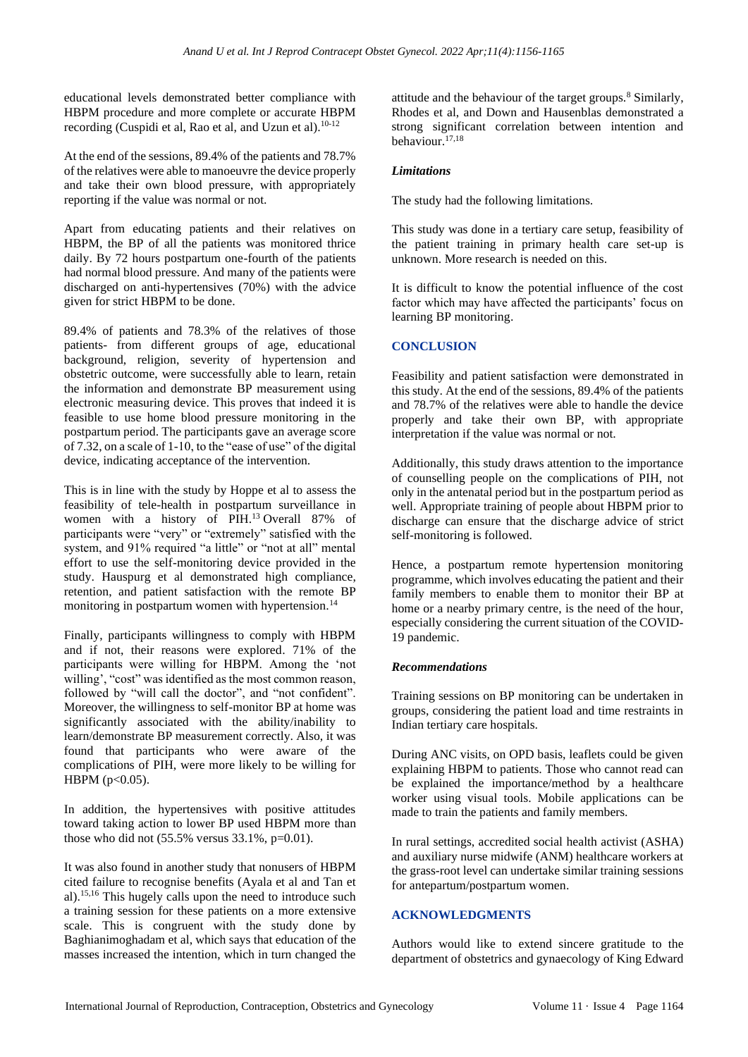educational levels demonstrated better compliance with HBPM procedure and more complete or accurate HBPM recording (Cuspidi et al, Rao et al, and Uzun et al).[10-12]

At the end of the sessions, 89.4% of the patients and 78.7% of the relatives were able to manoeuvre the device properly and take their own blood pressure, with appropriately reporting if the value was normal or not.

Apart from educating patients and their relatives on HBPM, the BP of all the patients was monitored thrice daily. By 72 hours postpartum one-fourth of the patients had normal blood pressure. And many of the patients were discharged on anti-hypertensives (70%) with the advice given for strict HBPM to be done.

89.4% of patients and 78.3% of the relatives of those patients- from different groups of age, educational background, religion, severity of hypertension and obstetric outcome, were successfully able to learn, retain the information and demonstrate BP measurement using electronic measuring device. This proves that indeed it is feasible to use home blood pressure monitoring in the postpartum period. The participants gave an average score of 7.32, on a scale of 1-10, to the "ease of use" of the digital device, indicating acceptance of the intervention.

This is in line with the study by Hoppe et al to assess the feasibility of tele-health in postpartum surveillance in women with a history of PIH.[13] Overall 87% of participants were "very" or "extremely" satisfied with the system, and 91% required "a little" or "not at all" mental effort to use the self-monitoring device provided in the study. Hauspurg et al demonstrated high compliance, retention, and patient satisfaction with the remote BP monitoring in postpartum women with hypertension.[14]

Finally, participants willingness to comply with HBPM and if not, their reasons were explored. 71% of the participants were willing for HBPM. Among the 'not willing', "cost" was identified as the most common reason, followed by "will call the doctor", and "not confident". Moreover, the willingness to self-monitor BP at home was significantly associated with the ability/inability to learn/demonstrate BP measurement correctly. Also, it was found that participants who were aware of the complications of PIH, were more likely to be willing for HBPM ($p<0.05$).

In addition, the hypertensives with positive attitudes toward taking action to lower BP used HBPM more than those who did not (55.5% versus 33.1%, $p=0.01$).

It was also found in another study that nonusers of HBPM cited failure to recognise benefits (Ayala et al and Tan et al).[15,16] This hugely calls upon the need to introduce such a training session for these patients on a more extensive scale. This is congruent with the study done by Baghianimoghadam et al, which says that education of the masses increased the intention, which in turn changed the attitude and the behaviour of the target groups.[8] Similarly, Rhodes et al, and Down and Hausenblas demonstrated a strong significant correlation between intention and behaviour.[17,18]

### *Limitations*

The study had the following limitations.

This study was done in a tertiary care setup, feasibility of the patient training in primary health care set-up is unknown. More research is needed on this.

It is difficult to know the potential influence of the cost factor which may have affected the participants' focus on learning BP monitoring.

## CONCLUSION

Feasibility and patient satisfaction were demonstrated in this study. At the end of the sessions, 89.4% of the patients and 78.7% of the relatives were able to handle the device properly and take their own BP, with appropriate interpretation if the value was normal or not.

Additionally, this study draws attention to the importance of counselling people on the complications of PIH, not only in the antenatal period but in the postpartum period as well. Appropriate training of people about HBPM prior to discharge can ensure that the discharge advice of strict self-monitoring is followed.

Hence, a postpartum remote hypertension monitoring programme, which involves educating the patient and their family members to enable them to monitor their BP at home or a nearby primary centre, is the need of the hour, especially considering the current situation of the COVID-19 pandemic.

### *Recommendations*

Training sessions on BP monitoring can be undertaken in groups, considering the patient load and time restraints in Indian tertiary care hospitals.

During ANC visits, on OPD basis, leaflets could be given explaining HBPM to patients. Those who cannot read can be explained the importance/method by a healthcare worker using visual tools. Mobile applications can be made to train the patients and family members.

In rural settings, accredited social health activist (ASHA) and auxiliary nurse midwife (ANM) healthcare workers at the grass-root level can undertake similar training sessions for antepartum/postpartum women.

## ACKNOWLEDGMENTS

Authors would like to extend sincere gratitude to the department of obstetrics and gynaecology of King Edward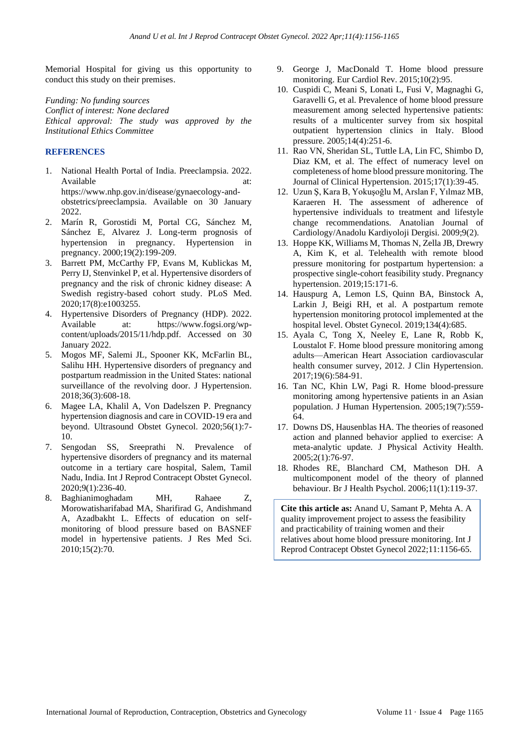Memorial Hospital for giving us this opportunity to conduct this study on their premises.

*Funding: No funding sources*
*Conflict of interest: None declared*
*Ethical approval: The study was approved by the Institutional Ethics Committee*

## REFERENCES

1. National Health Portal of India. Preeclampsia. 2022. Available at: https://www.nhp.gov.in/disease/gynaecology-and-obstetrics/preeclampsia. Available on 30 January 2022.
2. Marín R, Gorostidi M, Portal CG, Sánchez M, Sánchez E, Alvarez J. Long-term prognosis of hypertension in pregnancy. Hypertension in pregnancy. 2000;19(2):199-209.
3. Barrett PM, McCarthy FP, Evans M, Kublickas M, Perry IJ, Stenvinkel P, et al. Hypertensive disorders of pregnancy and the risk of chronic kidney disease: A Swedish registry-based cohort study. PLoS Med. 2020;17(8):e1003255.
4. Hypertensive Disorders of Pregnancy (HDP). 2022. Available at: https://www.fogsi.org/wp-content/uploads/2015/11/hdp.pdf. Accessed on 30 January 2022.
5. Mogos MF, Salemi JL, Spooner KK, McFarlin BL, Salihu HH. Hypertensive disorders of pregnancy and postpartum readmission in the United States: national surveillance of the revolving door. J Hypertension. 2018;36(3):608-18.
6. Magee LA, Khalil A, Von Dadelszen P. Pregnancy hypertension diagnosis and care in COVID-19 era and beyond. Ultrasound Obstet Gynecol. 2020;56(1):7-10.
7. Sengodan SS, Sreeprathi N. Prevalence of hypertensive disorders of pregnancy and its maternal outcome in a tertiary care hospital, Salem, Tamil Nadu, India. Int J Reprod Contracept Obstet Gynecol. 2020;9(1):236-40.
8. Baghianimoghadam MH, Rahaee Z, Morowatisharifabad MA, Sharifirad G, Andishmand A, Azadbakht L. Effects of education on self-monitoring of blood pressure based on BASNEF model in hypertensive patients. J Res Med Sci. 2010;15(2):70.
9. George J, MacDonald T. Home blood pressure monitoring. Eur Cardiol Rev. 2015;10(2):95.
10. Cuspidi C, Meani S, Lonati L, Fusi V, Magnaghi G, Garavelli G, et al. Prevalence of home blood pressure measurement among selected hypertensive patients: results of a multicenter survey from six hospital outpatient hypertension clinics in Italy. Blood pressure. 2005;14(4):251-6.
11. Rao VN, Sheridan SL, Tuttle LA, Lin FC, Shimbo D, Diaz KM, et al. The effect of numeracy level on completeness of home blood pressure monitoring. The Journal of Clinical Hypertension. 2015;17(1):39-45.
12. Uzun Ş, Kara B, Yokuşoğlu M, Arslan F, Yılmaz MB, Karaeren H. The assessment of adherence of hypertensive individuals to treatment and lifestyle change recommendations. Anatolian Journal of Cardiology/Anadolu Kardiyoloji Dergisi. 2009;9(2).
13. Hoppe KK, Williams M, Thomas N, Zella JB, Drewry A, Kim K, et al. Telehealth with remote blood pressure monitoring for postpartum hypertension: a prospective single-cohort feasibility study. Pregnancy hypertension. 2019;15:171-6.
14. Hauspurg A, Lemon LS, Quinn BA, Binstock A, Larkin J, Beigi RH, et al. A postpartum remote hypertension monitoring protocol implemented at the hospital level. Obstet Gynecol. 2019;134(4):685.
15. Ayala C, Tong X, Neeley E, Lane R, Robb K, Loustalot F. Home blood pressure monitoring among adults—American Heart Association cardiovascular health consumer survey, 2012. J Clin Hypertension. 2017;19(6):584-91.
16. Tan NC, Khin LW, Pagi R. Home blood-pressure monitoring among hypertensive patients in an Asian population. J Human Hypertension. 2005;19(7):559-64.
17. Downs DS, Hausenblas HA. The theories of reasoned action and planned behavior applied to exercise: A meta-analytic update. J Physical Activity Health. 2005;2(1):76-97.
18. Rhodes RE, Blanchard CM, Matheson DH. A multicomponent model of the theory of planned behaviour. Br J Health Psychol. 2006;11(1):119-37.

**Cite this article as:** Anand U, Samant P, Mehta A. A quality improvement project to assess the feasibility and practicability of training women and their relatives about home blood pressure monitoring. Int J Reprod Contracept Obstet Gynecol 2022;11:1156-65.